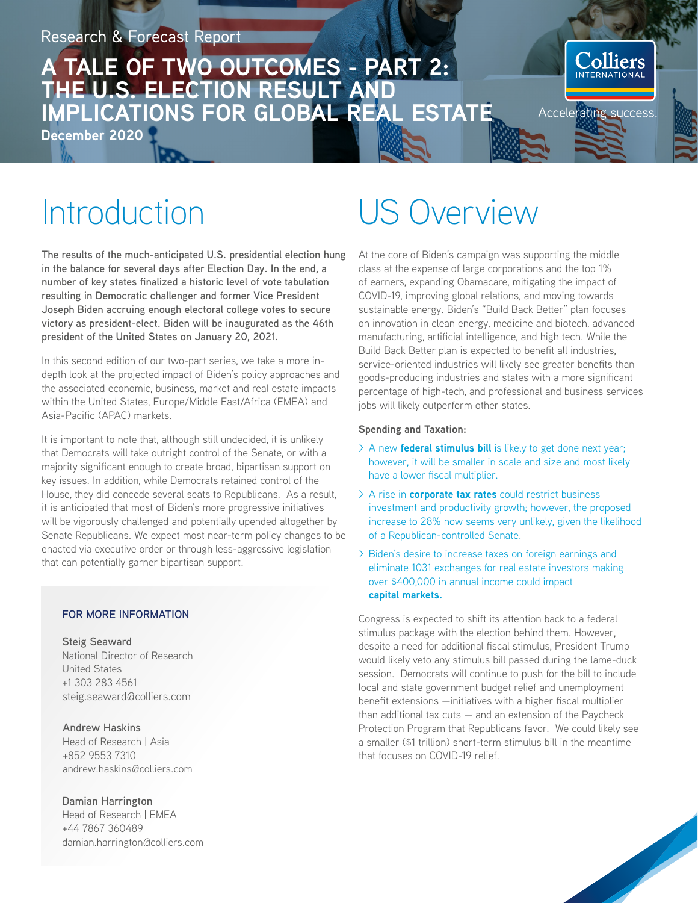Research & Forecast Report

# A TALE OF TWO OUTCOMES - PART 2: THE U.S. ELECTION RESULT AND IMPLICATIONS FOR GLOBAL REAL ESTATE

**December 2020**

Colliers INTERNATIONAL

Accelerating success.

## Introduction

**The results of the much-anticipated U.S. presidential election hung in the balance for several days after Election Day. In the end, a number of key states finalized a historic level of vote tabulation resulting in Democratic challenger and former Vice President Joseph Biden accruing enough electoral college votes to secure victory as president-elect. Biden will be inaugurated as the 46th president of the United States on January 20, 2021.**

In this second edition of our two-part series, we take a more in-depth look at the projected impact of Biden's policy approaches and the associated economic, business, market and real estate impacts within the United States, Europe/Middle East/Africa (EMEA) and Asia-Pacific (APAC) markets.

It is important to note that, although still undecided, it is unlikely that Democrats will take outright control of the Senate, or with a majority significant enough to create broad, bipartisan support on key issues. In addition, while Democrats retained control of the House, they did concede several seats to Republicans. As a result, it is anticipated that most of Biden's more progressive initiatives will be vigorously challenged and potentially upended altogether by Senate Republicans. We expect most near-term policy changes to be enacted via executive order or through less-aggressive legislation that can potentially garner bipartisan support.

### FOR MORE INFORMATION

**Steig Seaward**
National Director of Research | United States
+1 303 283 4561
steig.seaward@colliers.com

**Andrew Haskins**
Head of Research | Asia
+852 9553 7310
andrew.haskins@colliers.com

**Damian Harrington**
Head of Research | EMEA
+44 7867 360489
damian.harrington@colliers.com

## US Overview

At the core of Biden's campaign was supporting the middle class at the expense of large corporations and the top 1% of earners, expanding Obamacare, mitigating the impact of COVID-19, improving global relations, and moving towards sustainable energy. Biden's "Build Back Better" plan focuses on innovation in clean energy, medicine and biotech, advanced manufacturing, artificial intelligence, and high tech. While the Build Back Better plan is expected to benefit all industries, service-oriented industries will likely see greater benefits than goods-producing industries and states with a more significant percentage of high-tech, and professional and business services jobs will likely outperform other states.

**Spending and Taxation:**

- A new **federal stimulus bill** is likely to get done next year; however, it will be smaller in scale and size and most likely have a lower fiscal multiplier.
- A rise in **corporate tax rates** could restrict business investment and productivity growth; however, the proposed increase to 28% now seems very unlikely, given the likelihood of a Republican-controlled Senate.
- Biden's desire to increase taxes on foreign earnings and eliminate 1031 exchanges for real estate investors making over $400,000 in annual income could impact **capital markets.**

Congress is expected to shift its attention back to a federal stimulus package with the election behind them. However, despite a need for additional fiscal stimulus, President Trump would likely veto any stimulus bill passed during the lame-duck session. Democrats will continue to push for the bill to include local and state government budget relief and unemployment benefit extensions —initiatives with a higher fiscal multiplier than additional tax cuts — and an extension of the Paycheck Protection Program that Republicans favor. We could likely see a smaller ($1 trillion) short-term stimulus bill in the meantime that focuses on COVID-19 relief.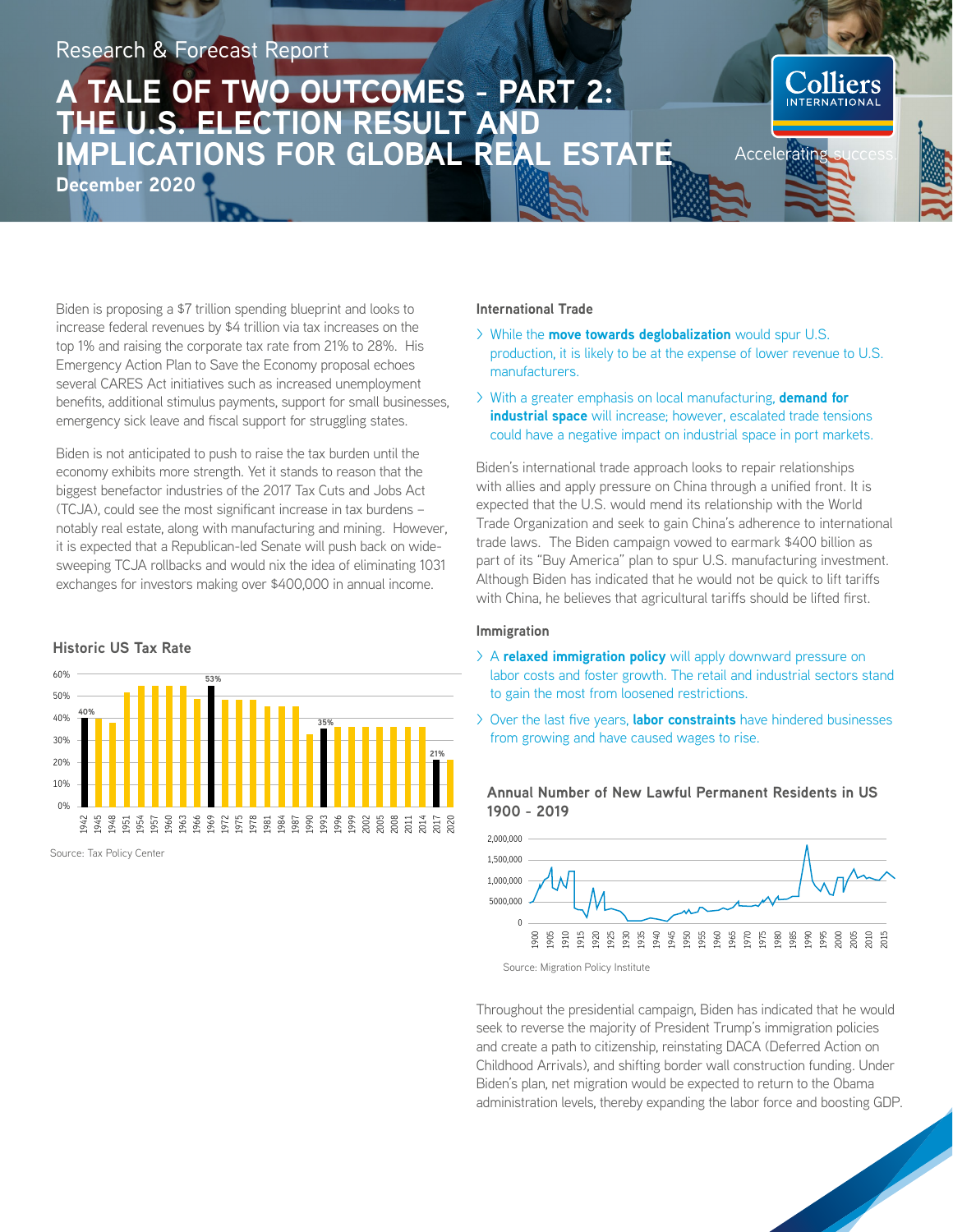Research & Forecast Report

# A TALE OF TWO OUTCOMES - PART 2: THE U.S. ELECTION RESULT AND IMPLICATIONS FOR GLOBAL REAL ESTATE

**December 2020**

Biden is proposing a $7 trillion spending blueprint and looks to increase federal revenues by $4 trillion via tax increases on the top 1% and raising the corporate tax rate from 21% to 28%. His Emergency Action Plan to Save the Economy proposal echoes several CARES Act initiatives such as increased unemployment benefits, additional stimulus payments, support for small businesses, emergency sick leave and fiscal support for struggling states.

Biden is not anticipated to push to raise the tax burden until the economy exhibits more strength. Yet it stands to reason that the biggest benefactor industries of the 2017 Tax Cuts and Jobs Act (TCJA), could see the most significant increase in tax burdens – notably real estate, along with manufacturing and mining. However, it is expected that a Republican-led Senate will push back on wide-sweeping TCJA rollbacks and would nix the idea of eliminating 1031 exchanges for investors making over $400,000 in annual income.

### Historic US Tax Rate

Source: Tax Policy Center

### International Trade

- While the **move towards deglobalization** would spur U.S. production, it is likely to be at the expense of lower revenue to U.S. manufacturers.
- With a greater emphasis on local manufacturing, **demand for industrial space** will increase; however, escalated trade tensions could have a negative impact on industrial space in port markets.

Biden's international trade approach looks to repair relationships with allies and apply pressure on China through a unified front. It is expected that the U.S. would mend its relationship with the World Trade Organization and seek to gain China's adherence to international trade laws. The Biden campaign vowed to earmark $400 billion as part of its "Buy America" plan to spur U.S. manufacturing investment. Although Biden has indicated that he would not be quick to lift tariffs with China, he believes that agricultural tariffs should be lifted first.

### Immigration

- A **relaxed immigration policy** will apply downward pressure on labor costs and foster growth. The retail and industrial sectors stand to gain the most from loosened restrictions.
- Over the last five years, **labor constraints** have hindered businesses from growing and have caused wages to rise.

### Annual Number of New Lawful Permanent Residents in US 1900 - 2019

Source: Migration Policy Institute

Throughout the presidential campaign, Biden has indicated that he would seek to reverse the majority of President Trump's immigration policies and create a path to citizenship, reinstating DACA (Deferred Action on Childhood Arrivals), and shifting border wall construction funding. Under Biden's plan, net migration would be expected to return to the Obama administration levels, thereby expanding the labor force and boosting GDP.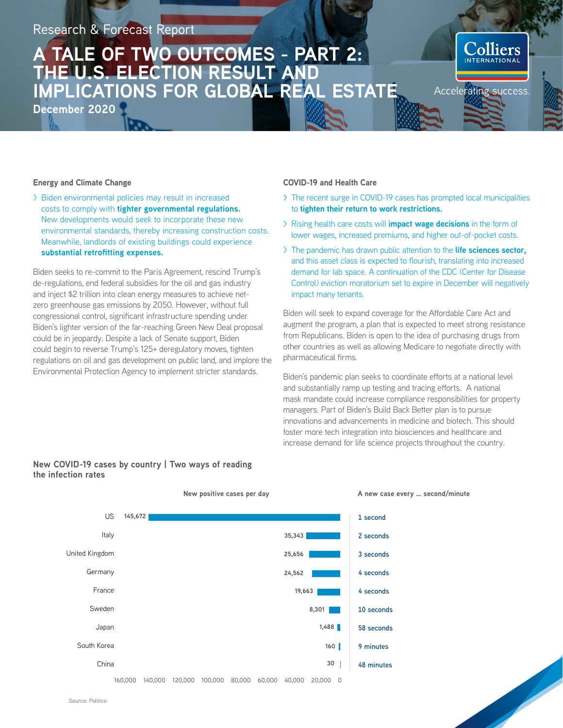Research & Forecast Report

# A TALE OF TWO OUTCOMES - PART 2: THE U.S. ELECTION RESULT AND IMPLICATIONS FOR GLOBAL REAL ESTATE

**December 2020**

### Energy and Climate Change

- Biden environmental policies may result in increased costs to comply with **tighter governmental regulations.** New developments would seek to incorporate these new environmental standards, thereby increasing construction costs. Meanwhile, landlords of existing buildings could experience **substantial retrofitting expenses.**

Biden seeks to re-commit to the Paris Agreement, rescind Trump's de-regulations, end federal subsidies for the oil and gas industry and inject $2 trillion into clean energy measures to achieve net-zero greenhouse gas emissions by 2050. However, without full congressional control, significant infrastructure spending under Biden's lighter version of the far-reaching Green New Deal proposal could be in jeopardy. Despite a lack of Senate support, Biden could begin to reverse Trump's 125+ deregulatory moves, tighten regulations on oil and gas development on public land, and implore the Environmental Protection Agency to implement stricter standards.

### COVID-19 and Health Care

- The recent surge in COVID-19 cases has prompted local municipalities to **tighten their return to work restrictions.**
- Rising health care costs will **impact wage decisions** in the form of lower wages, increased premiums, and higher out-of-pocket costs.
- The pandemic has drawn public attention to the **life sciences sector,** and this asset class is expected to flourish, translating into increased demand for lab space. A continuation of the CDC (Center for Disease Control) eviction moratorium set to expire in December will negatively impact many tenants.

Biden will seek to expand coverage for the Affordable Care Act and augment the program, a plan that is expected to meet strong resistance from Republicans. Biden is open to the idea of purchasing drugs from other countries as well as allowing Medicare to negotiate directly with pharmaceutical firms.

Biden's pandemic plan seeks to coordinate efforts at a national level and substantially ramp up testing and tracing efforts. A national mask mandate could increase compliance responsibilities for property managers. Part of Biden's Build Back Better plan is to pursue innovations and advancements in medicine and biotech. This should foster more tech integration into biosciences and healthcare and increase demand for life science projects throughout the country.

### New COVID-19 cases by country | Two ways of reading the infection rates

| Country | New positive cases per day | A new case every ... second/minute |
|---|---|---|
| US | 145,672 | 1 second |
| Italy | 35,343 | 2 seconds |
| United Kingdom | 25,656 | 3 seconds |
| Germany | 24,562 | 4 seconds |
| France | 19,663 | 4 seconds |
| Sweden | 8,301 | 10 seconds |
| Japan | 1,488 | 58 seconds |
| South Korea | 160 | 9 minutes |
| China | 30 | 48 minutes |

Source: Politico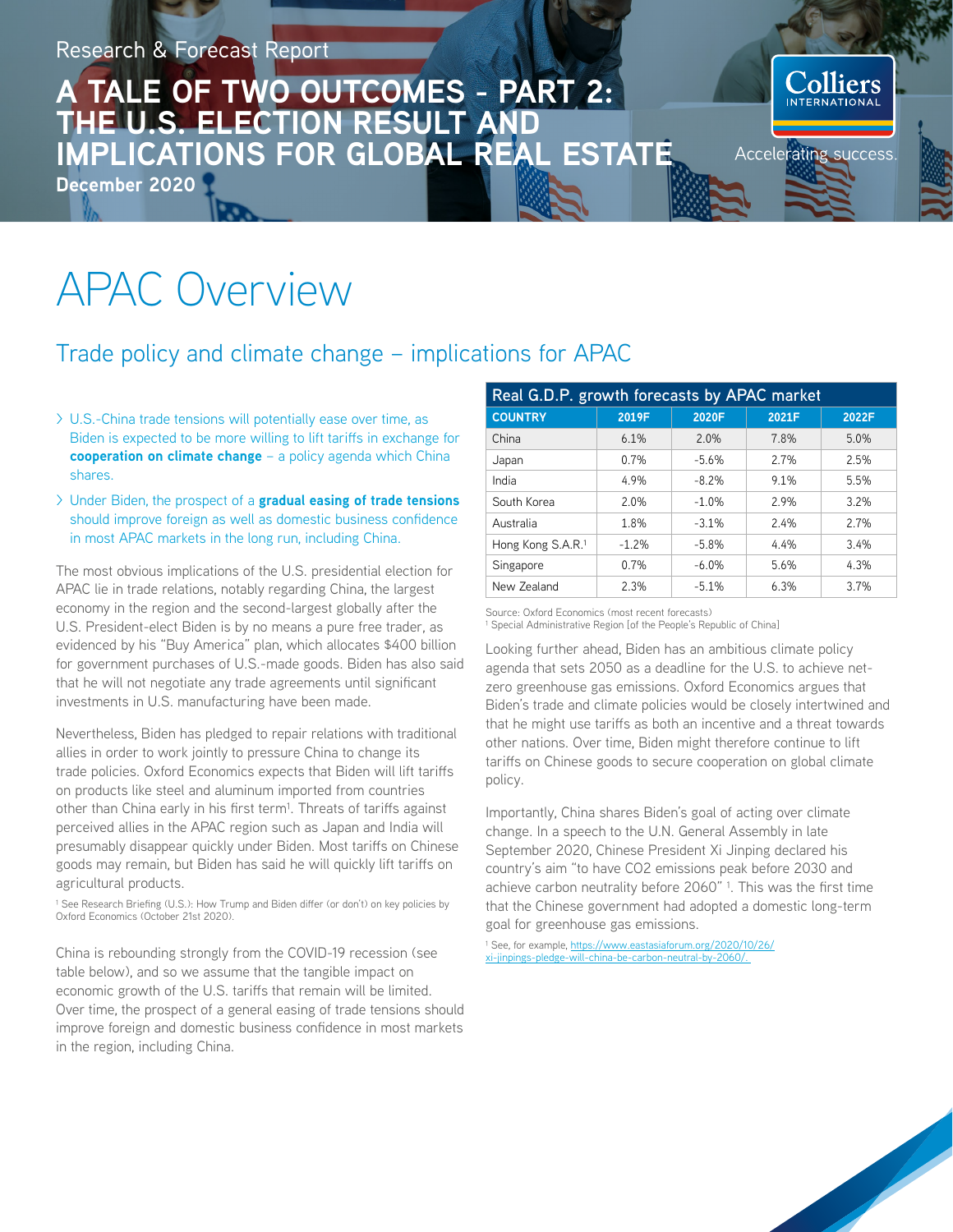Research & Forecast Report

# A TALE OF TWO OUTCOMES - PART 2: THE U.S. ELECTION RESULT AND IMPLICATIONS FOR GLOBAL REAL ESTATE

**December 2020**

# APAC Overview

## Trade policy and climate change – implications for APAC

- U.S.-China trade tensions will potentially ease over time, as Biden is expected to be more willing to lift tariffs in exchange for **cooperation on climate change** – a policy agenda which China shares.
- Under Biden, the prospect of a **gradual easing of trade tensions** should improve foreign as well as domestic business confidence in most APAC markets in the long run, including China.

The most obvious implications of the U.S. presidential election for APAC lie in trade relations, notably regarding China, the largest economy in the region and the second-largest globally after the U.S. President-elect Biden is by no means a pure free trader, as evidenced by his "Buy America" plan, which allocates $400 billion for government purchases of U.S.-made goods. Biden has also said that he will not negotiate any trade agreements until significant investments in U.S. manufacturing have been made.

Nevertheless, Biden has pledged to repair relations with traditional allies in order to work jointly to pressure China to change its trade policies. Oxford Economics expects that Biden will lift tariffs on products like steel and aluminum imported from countries other than China early in his first term[1]. Threats of tariffs against perceived allies in the APAC region such as Japan and India will presumably disappear quickly under Biden. Most tariffs on Chinese goods may remain, but Biden has said he will quickly lift tariffs on agricultural products.

[1] See Research Briefing (U.S.): How Trump and Biden differ (or don't) on key policies by Oxford Economics (October 21st 2020).

China is rebounding strongly from the COVID-19 recession (see table below), and so we assume that the tangible impact on economic growth of the U.S. tariffs that remain will be limited. Over time, the prospect of a general easing of trade tensions should improve foreign and domestic business confidence in most markets in the region, including China.

**Real G.D.P. growth forecasts by APAC market**

| COUNTRY | 2019F | 2020F | 2021F | 2022F |
|---|---|---|---|---|
| China | 6.1% | 2.0% | 7.8% | 5.0% |
| Japan | 0.7% | -5.6% | 2.7% | 2.5% |
| India | 4.9% | -8.2% | 9.1% | 5.5% |
| South Korea | 2.0% | -1.0% | 2.9% | 3.2% |
| Australia | 1.8% | -3.1% | 2.4% | 2.7% |
| Hong Kong S.A.R.[1] | -1.2% | -5.8% | 4.4% | 3.4% |
| Singapore | 0.7% | -6.0% | 5.6% | 4.3% |
| New Zealand | 2.3% | -5.1% | 6.3% | 3.7% |

Source: Oxford Economics (most recent forecasts)
[1] Special Administrative Region [of the People's Republic of China]

Looking further ahead, Biden has an ambitious climate policy agenda that sets 2050 as a deadline for the U.S. to achieve net-zero greenhouse gas emissions. Oxford Economics argues that Biden's trade and climate policies would be closely intertwined and that he might use tariffs as both an incentive and a threat towards other nations. Over time, Biden might therefore continue to lift tariffs on Chinese goods to secure cooperation on global climate policy.

Importantly, China shares Biden's goal of acting over climate change. In a speech to the U.N. General Assembly in late September 2020, Chinese President Xi Jinping declared his country's aim "to have CO2 emissions peak before 2030 and achieve carbon neutrality before 2060" [1]. This was the first time that the Chinese government had adopted a domestic long-term goal for greenhouse gas emissions.

[1] See, for example, https://www.eastasiaforum.org/2020/10/26/xi-jinpings-pledge-will-china-be-carbon-neutral-by-2060/.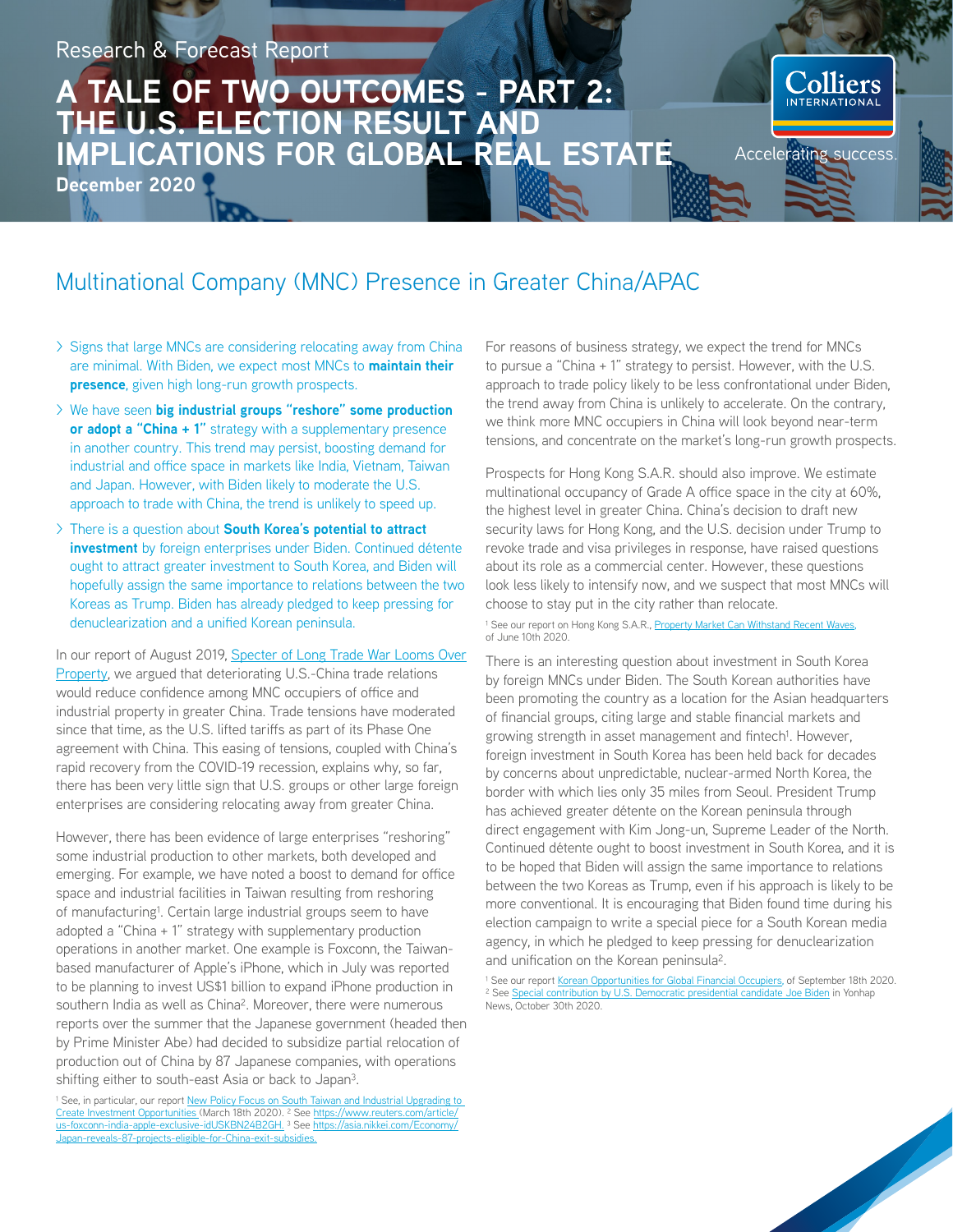Research & Forecast Report

# A TALE OF TWO OUTCOMES - PART 2: THE U.S. ELECTION RESULT AND IMPLICATIONS FOR GLOBAL REAL ESTATE

**December 2020**

## Multinational Company (MNC) Presence in Greater China/APAC

- Signs that large MNCs are considering relocating away from China are minimal. With Biden, we expect most MNCs to **maintain their presence**, given high long-run growth prospects.
- We have seen **big industrial groups "reshore" some production or adopt a "China + 1"** strategy with a supplementary presence in another country. This trend may persist, boosting demand for industrial and office space in markets like India, Vietnam, Taiwan and Japan. However, with Biden likely to moderate the U.S. approach to trade with China, the trend is unlikely to speed up.
- There is a question about **South Korea's potential to attract investment** by foreign enterprises under Biden. Continued détente ought to attract greater investment to South Korea, and Biden will hopefully assign the same importance to relations between the two Koreas as Trump. Biden has already pledged to keep pressing for denuclearization and a unified Korean peninsula.

In our report of August 2019, Specter of Long Trade War Looms Over Property, we argued that deteriorating U.S.-China trade relations would reduce confidence among MNC occupiers of office and industrial property in greater China. Trade tensions have moderated since that time, as the U.S. lifted tariffs as part of its Phase One agreement with China. This easing of tensions, coupled with China's rapid recovery from the COVID-19 recession, explains why, so far, there has been very little sign that U.S. groups or other large foreign enterprises are considering relocating away from greater China.

However, there has been evidence of large enterprises "reshoring" some industrial production to other markets, both developed and emerging. For example, we have noted a boost to demand for office space and industrial facilities in Taiwan resulting from reshoring of manufacturing[1]. Certain large industrial groups seem to have adopted a "China + 1" strategy with supplementary production operations in another market. One example is Foxconn, the Taiwan-based manufacturer of Apple's iPhone, which in July was reported to be planning to invest US$1 billion to expand iPhone production in southern India as well as China[2]. Moreover, there were numerous reports over the summer that the Japanese government (headed then by Prime Minister Abe) had decided to subsidize partial relocation of production out of China by 87 Japanese companies, with operations shifting either to south-east Asia or back to Japan[3].

[1] See, in particular, our report New Policy Focus on South Taiwan and Industrial Upgrading to Create Investment Opportunities (March 18th 2020). [2] See https://www.reuters.com/article/us-foxconn-india-apple-exclusive-idUSKBN24B2GH. [3] See https://asia.nikkei.com/Economy/Japan-reveals-87-projects-eligible-for-China-exit-subsidies.

For reasons of business strategy, we expect the trend for MNCs to pursue a "China + 1" strategy to persist. However, with the U.S. approach to trade policy likely to be less confrontational under Biden, the trend away from China is unlikely to accelerate. On the contrary, we think more MNC occupiers in China will look beyond near-term tensions, and concentrate on the market's long-run growth prospects.

Prospects for Hong Kong S.A.R. should also improve. We estimate multinational occupancy of Grade A office space in the city at 60%, the highest level in greater China. China's decision to draft new security laws for Hong Kong, and the U.S. decision under Trump to revoke trade and visa privileges in response, have raised questions about its role as a commercial center. However, these questions look less likely to intensify now, and we suspect that most MNCs will choose to stay put in the city rather than relocate.

[1] See our report on Hong Kong S.A.R., Property Market Can Withstand Recent Waves, of June 10th 2020.

There is an interesting question about investment in South Korea by foreign MNCs under Biden. The South Korean authorities have been promoting the country as a location for the Asian headquarters of financial groups, citing large and stable financial markets and growing strength in asset management and fintech[1]. However, foreign investment in South Korea has been held back for decades by concerns about unpredictable, nuclear-armed North Korea, the border with which lies only 35 miles from Seoul. President Trump has achieved greater détente on the Korean peninsula through direct engagement with Kim Jong-un, Supreme Leader of the North. Continued détente ought to boost investment in South Korea, and it is to be hoped that Biden will assign the same importance to relations between the two Koreas as Trump, even if his approach is likely to be more conventional. It is encouraging that Biden found time during his election campaign to write a special piece for a South Korean media agency, in which he pledged to keep pressing for denuclearization and unification on the Korean peninsula[2].

[1] See our report Korean Opportunities for Global Financial Occupiers, of September 18th 2020.
[2] See Special contribution by U.S. Democratic presidential candidate Joe Biden in Yonhap News, October 30th 2020.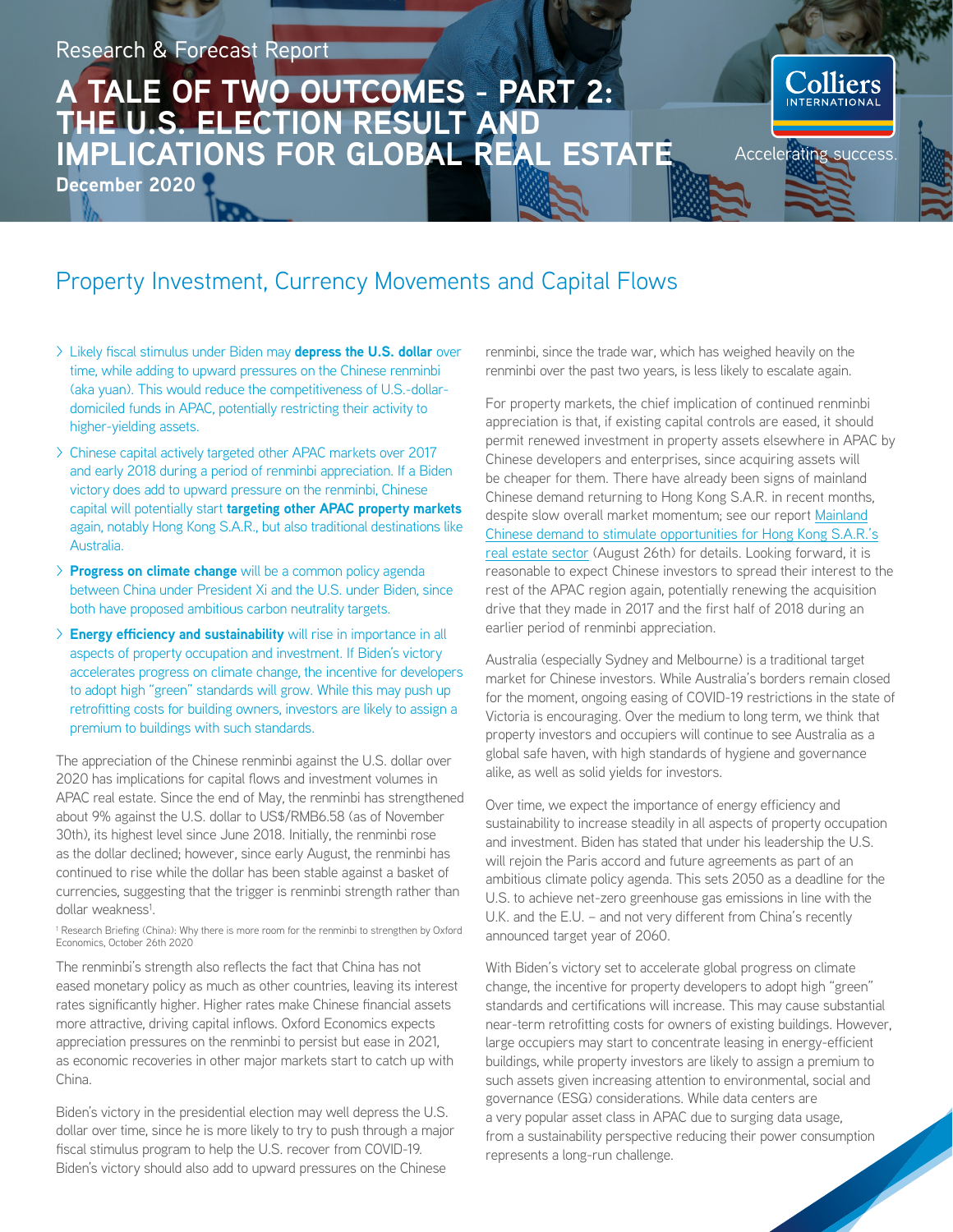Research & Forecast Report

# A TALE OF TWO OUTCOMES - PART 2: THE U.S. ELECTION RESULT AND IMPLICATIONS FOR GLOBAL REAL ESTATE

**December 2020**

## Property Investment, Currency Movements and Capital Flows

- Likely fiscal stimulus under Biden may **depress the U.S. dollar** over time, while adding to upward pressures on the Chinese renminbi (aka yuan). This would reduce the competitiveness of U.S.-dollar-domiciled funds in APAC, potentially restricting their activity to higher-yielding assets.
- Chinese capital actively targeted other APAC markets over 2017 and early 2018 during a period of renminbi appreciation. If a Biden victory does add to upward pressure on the renminbi, Chinese capital will potentially start **targeting other APAC property markets** again, notably Hong Kong S.A.R., but also traditional destinations like Australia.
- **Progress on climate change** will be a common policy agenda between China under President Xi and the U.S. under Biden, since both have proposed ambitious carbon neutrality targets.
- **Energy efficiency and sustainability** will rise in importance in all aspects of property occupation and investment. If Biden's victory accelerates progress on climate change, the incentive for developers to adopt high "green" standards will grow. While this may push up retrofitting costs for building owners, investors are likely to assign a premium to buildings with such standards.

The appreciation of the Chinese renminbi against the U.S. dollar over 2020 has implications for capital flows and investment volumes in APAC real estate. Since the end of May, the renminbi has strengthened about 9% against the U.S. dollar to US$/RMB6.58 (as of November 30th), its highest level since June 2018. Initially, the renminbi rose as the dollar declined; however, since early August, the renminbi has continued to rise while the dollar has been stable against a basket of currencies, suggesting that the trigger is renminbi strength rather than dollar weakness[1].

[1] Research Briefing (China): Why there is more room for the renminbi to strengthen by Oxford Economics, October 26th 2020

The renminbi's strength also reflects the fact that China has not eased monetary policy as much as other countries, leaving its interest rates significantly higher. Higher rates make Chinese financial assets more attractive, driving capital inflows. Oxford Economics expects appreciation pressures on the renminbi to persist but ease in 2021, as economic recoveries in other major markets start to catch up with China.

Biden's victory in the presidential election may well depress the U.S. dollar over time, since he is more likely to try to push through a major fiscal stimulus program to help the U.S. recover from COVID-19. Biden's victory should also add to upward pressures on the Chinese renminbi, since the trade war, which has weighed heavily on the renminbi over the past two years, is less likely to escalate again.

For property markets, the chief implication of continued renminbi appreciation is that, if existing capital controls are eased, it should permit renewed investment in property assets elsewhere in APAC by Chinese developers and enterprises, since acquiring assets will be cheaper for them. There have already been signs of mainland Chinese demand returning to Hong Kong S.A.R. in recent months, despite slow overall market momentum; see our report [Mainland Chinese demand to stimulate opportunities for Hong Kong S.A.R.'s real estate sector]() (August 26th) for details. Looking forward, it is reasonable to expect Chinese investors to spread their interest to the rest of the APAC region again, potentially renewing the acquisition drive that they made in 2017 and the first half of 2018 during an earlier period of renminbi appreciation.

Australia (especially Sydney and Melbourne) is a traditional target market for Chinese investors. While Australia's borders remain closed for the moment, ongoing easing of COVID-19 restrictions in the state of Victoria is encouraging. Over the medium to long term, we think that property investors and occupiers will continue to see Australia as a global safe haven, with high standards of hygiene and governance alike, as well as solid yields for investors.

Over time, we expect the importance of energy efficiency and sustainability to increase steadily in all aspects of property occupation and investment. Biden has stated that under his leadership the U.S. will rejoin the Paris accord and future agreements as part of an ambitious climate policy agenda. This sets 2050 as a deadline for the U.S. to achieve net-zero greenhouse gas emissions in line with the U.K. and the E.U. – and not very different from China's recently announced target year of 2060.

With Biden's victory set to accelerate global progress on climate change, the incentive for property developers to adopt high "green" standards and certifications will increase. This may cause substantial near-term retrofitting costs for owners of existing buildings. However, large occupiers may start to concentrate leasing in energy-efficient buildings, while property investors are likely to assign a premium to such assets given increasing attention to environmental, social and governance (ESG) considerations. While data centers are a very popular asset class in APAC due to surging data usage, from a sustainability perspective reducing their power consumption represents a long-run challenge.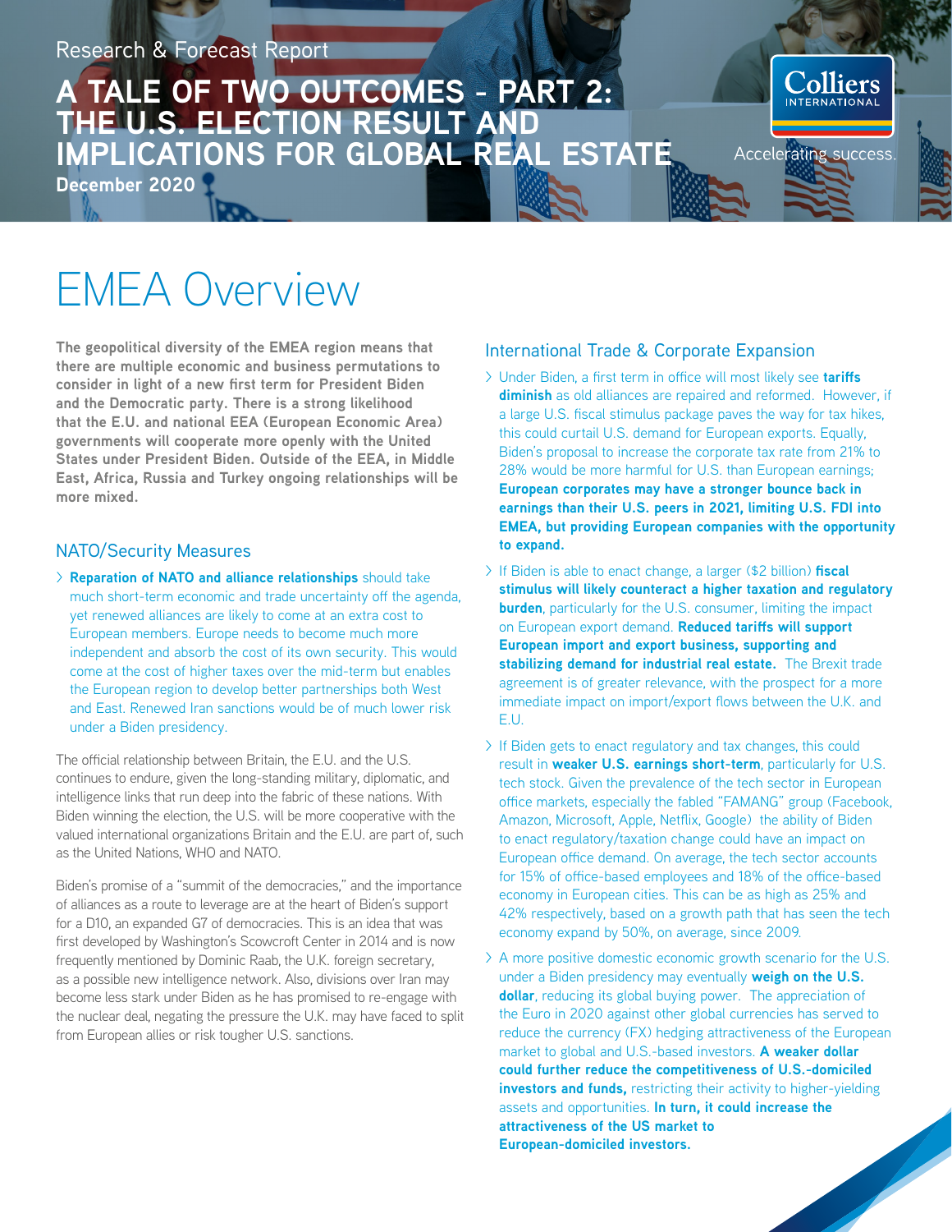Research & Forecast Report

# A TALE OF TWO OUTCOMES - PART 2: THE U.S. ELECTION RESULT AND IMPLICATIONS FOR GLOBAL REAL ESTATE

**December 2020**

# EMEA Overview

**The geopolitical diversity of the EMEA region means that there are multiple economic and business permutations to consider in light of a new first term for President Biden and the Democratic party. There is a strong likelihood that the E.U. and national EEA (European Economic Area) governments will cooperate more openly with the United States under President Biden. Outside of the EEA, in Middle East, Africa, Russia and Turkey ongoing relationships will be more mixed.**

## NATO/Security Measures

- **Reparation of NATO and alliance relationships** should take much short-term economic and trade uncertainty off the agenda, yet renewed alliances are likely to come at an extra cost to European members. Europe needs to become much more independent and absorb the cost of its own security. This would come at the cost of higher taxes over the mid-term but enables the European region to develop better partnerships both West and East. Renewed Iran sanctions would be of much lower risk under a Biden presidency.

The official relationship between Britain, the E.U. and the U.S. continues to endure, given the long-standing military, diplomatic, and intelligence links that run deep into the fabric of these nations. With Biden winning the election, the U.S. will be more cooperative with the valued international organizations Britain and the E.U. are part of, such as the United Nations, WHO and NATO.

Biden's promise of a "summit of the democracies," and the importance of alliances as a route to leverage are at the heart of Biden's support for a D10, an expanded G7 of democracies. This is an idea that was first developed by Washington's Scowcroft Center in 2014 and is now frequently mentioned by Dominic Raab, the U.K. foreign secretary, as a possible new intelligence network. Also, divisions over Iran may become less stark under Biden as he has promised to re-engage with the nuclear deal, negating the pressure the U.K. may have faced to split from European allies or risk tougher U.S. sanctions.

## International Trade & Corporate Expansion

- Under Biden, a first term in office will most likely see **tariffs diminish** as old alliances are repaired and reformed. However, if a large U.S. fiscal stimulus package paves the way for tax hikes, this could curtail U.S. demand for European exports. Equally, Biden's proposal to increase the corporate tax rate from 21% to 28% would be more harmful for U.S. than European earnings; **European corporates may have a stronger bounce back in earnings than their U.S. peers in 2021, limiting U.S. FDI into EMEA, but providing European companies with the opportunity to expand.**
- If Biden is able to enact change, a larger ($2 billion) **fiscal stimulus will likely counteract a higher taxation and regulatory burden**, particularly for the U.S. consumer, limiting the impact on European export demand. **Reduced tariffs will support European import and export business, supporting and stabilizing demand for industrial real estate.** The Brexit trade agreement is of greater relevance, with the prospect for a more immediate impact on import/export flows between the U.K. and E.U.
- If Biden gets to enact regulatory and tax changes, this could result in **weaker U.S. earnings short-term**, particularly for U.S. tech stock. Given the prevalence of the tech sector in European office markets, especially the fabled "FAMANG" group (Facebook, Amazon, Microsoft, Apple, Netflix, Google) the ability of Biden to enact regulatory/taxation change could have an impact on European office demand. On average, the tech sector accounts for 15% of office-based employees and 18% of the office-based economy in European cities. This can be as high as 25% and 42% respectively, based on a growth path that has seen the tech economy expand by 50%, on average, since 2009.
- A more positive domestic economic growth scenario for the U.S. under a Biden presidency may eventually **weigh on the U.S. dollar**, reducing its global buying power. The appreciation of the Euro in 2020 against other global currencies has served to reduce the currency (FX) hedging attractiveness of the European market to global and U.S.-based investors. **A weaker dollar could further reduce the competitiveness of U.S.-domiciled investors and funds,** restricting their activity to higher-yielding assets and opportunities. **In turn, it could increase the attractiveness of the US market to European-domiciled investors.**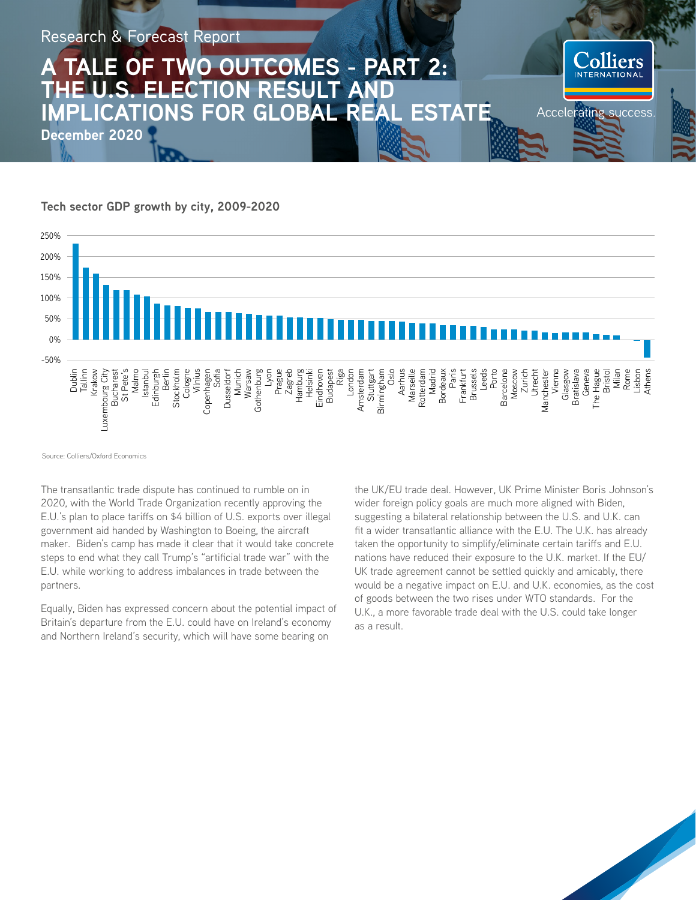Research & Forecast Report

# A TALE OF TWO OUTCOMES - PART 2: THE U.S. ELECTION RESULT AND IMPLICATIONS FOR GLOBAL REAL ESTATE

**December 2020**

### Tech sector GDP growth by city, 2009-2020

Source: Colliers/Oxford Economics

The transatlantic trade dispute has continued to rumble on in 2020, with the World Trade Organization recently approving the E.U.'s plan to place tariffs on $4 billion of U.S. exports over illegal government aid handed by Washington to Boeing, the aircraft maker. Biden's camp has made it clear that it would take concrete steps to end what they call Trump's "artificial trade war" with the E.U. while working to address imbalances in trade between the partners.

Equally, Biden has expressed concern about the potential impact of Britain's departure from the E.U. could have on Ireland's economy and Northern Ireland's security, which will have some bearing on the UK/EU trade deal. However, UK Prime Minister Boris Johnson's wider foreign policy goals are much more aligned with Biden, suggesting a bilateral relationship between the U.S. and U.K. can fit a wider transatlantic alliance with the E.U. The U.K. has already taken the opportunity to simplify/eliminate certain tariffs and E.U. nations have reduced their exposure to the U.K. market. If the EU/UK trade agreement cannot be settled quickly and amicably, there would be a negative impact on E.U. and U.K. economies, as the cost of goods between the two rises under WTO standards. For the U.K., a more favorable trade deal with the U.S. could take longer as a result.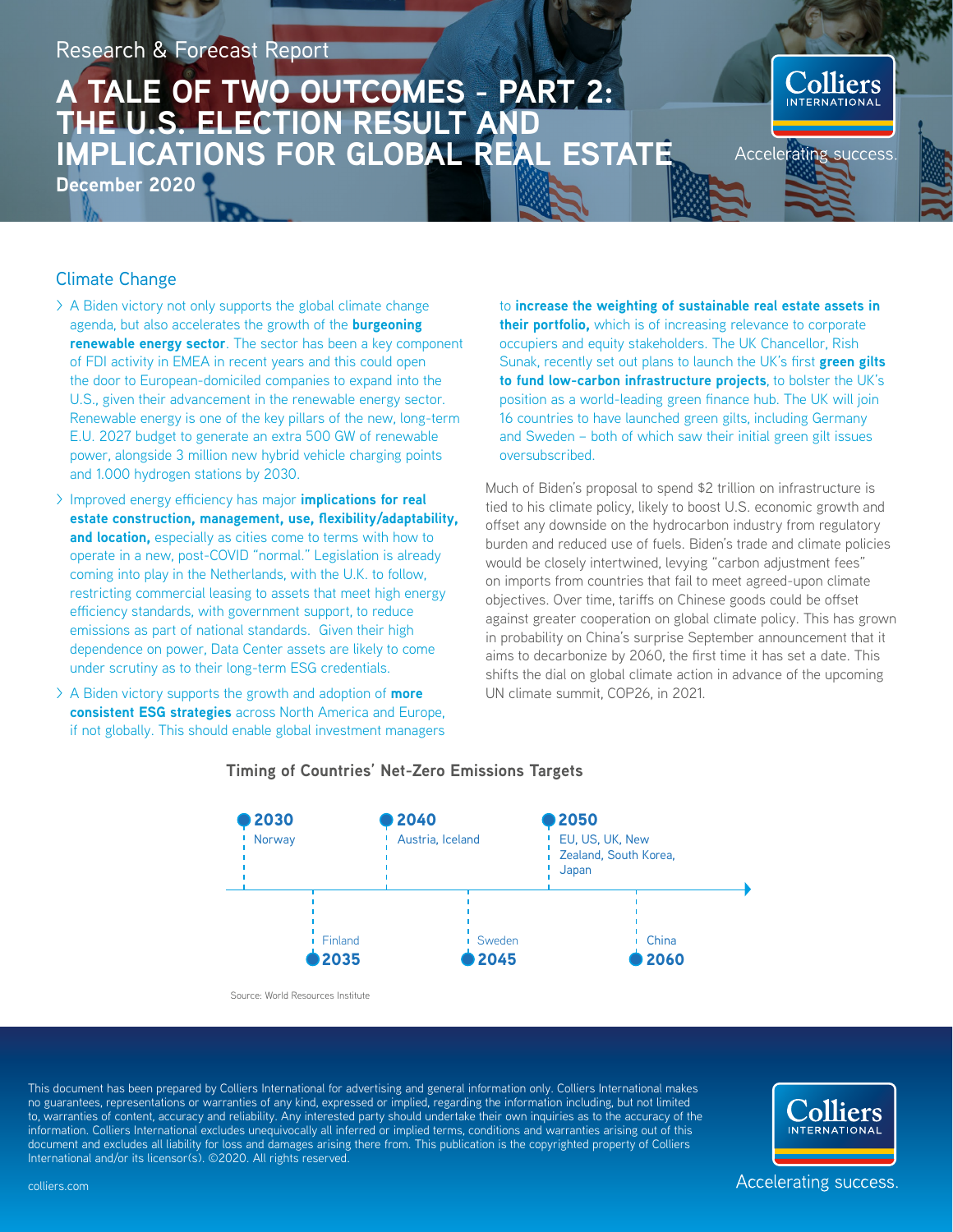Research & Forecast Report

# A TALE OF TWO OUTCOMES - PART 2: THE U.S. ELECTION RESULT AND IMPLICATIONS FOR GLOBAL REAL ESTATE

**December 2020**

## Climate Change

- A Biden victory not only supports the global climate change agenda, but also accelerates the growth of the **burgeoning renewable energy sector**. The sector has been a key component of FDI activity in EMEA in recent years and this could open the door to European-domiciled companies to expand into the U.S., given their advancement in the renewable energy sector. Renewable energy is one of the key pillars of the new, long-term E.U. 2027 budget to generate an extra 500 GW of renewable power, alongside 3 million new hybrid vehicle charging points and 1.000 hydrogen stations by 2030.
- Improved energy efficiency has major **implications for real estate construction, management, use, flexibility/adaptability, and location,** especially as cities come to terms with how to operate in a new, post-COVID "normal." Legislation is already coming into play in the Netherlands, with the U.K. to follow, restricting commercial leasing to assets that meet high energy efficiency standards, with government support, to reduce emissions as part of national standards. Given their high dependence on power, Data Center assets are likely to come under scrutiny as to their long-term ESG credentials.
- A Biden victory supports the growth and adoption of **more consistent ESG strategies** across North America and Europe, if not globally. This should enable global investment managers to **increase the weighting of sustainable real estate assets in their portfolio,** which is of increasing relevance to corporate occupiers and equity stakeholders. The UK Chancellor, Rish Sunak, recently set out plans to launch the UK's first **green gilts to fund low-carbon infrastructure projects**, to bolster the UK's position as a world-leading green finance hub. The UK will join 16 countries to have launched green gilts, including Germany and Sweden – both of which saw their initial green gilt issues oversubscribed.

Much of Biden's proposal to spend $2 trillion on infrastructure is tied to his climate policy, likely to boost U.S. economic growth and offset any downside on the hydrocarbon industry from regulatory burden and reduced use of fuels. Biden's trade and climate policies would be closely intertwined, levying "carbon adjustment fees" on imports from countries that fail to meet agreed-upon climate objectives. Over time, tariffs on Chinese goods could be offset against greater cooperation on global climate policy. This has grown in probability on China's surprise September announcement that it aims to decarbonize by 2060, the first time it has set a date. This shifts the dial on global climate action in advance of the upcoming UN climate summit, COP26, in 2021.

**Timing of Countries' Net-Zero Emissions Targets**

2030 Norway
2035 Finland
2040 Austria, Iceland
2045 Sweden
2050 EU, US, UK, New Zealand, South Korea, Japan
2060 China

Source: World Resources Institute

This document has been prepared by Colliers International for advertising and general information only. Colliers International makes no guarantees, representations or warranties of any kind, expressed or implied, regarding the information including, but not limited to, warranties of content, accuracy and reliability. Any interested party should undertake their own inquiries as to the accuracy of the information. Colliers International excludes unequivocally all inferred or implied terms, conditions and warranties arising out of this document and excludes all liability for loss and damages arising there from. This publication is the copyrighted property of Colliers International and/or its licensor(s). ©2020. All rights reserved.

colliers.com

Colliers International — Accelerating success.